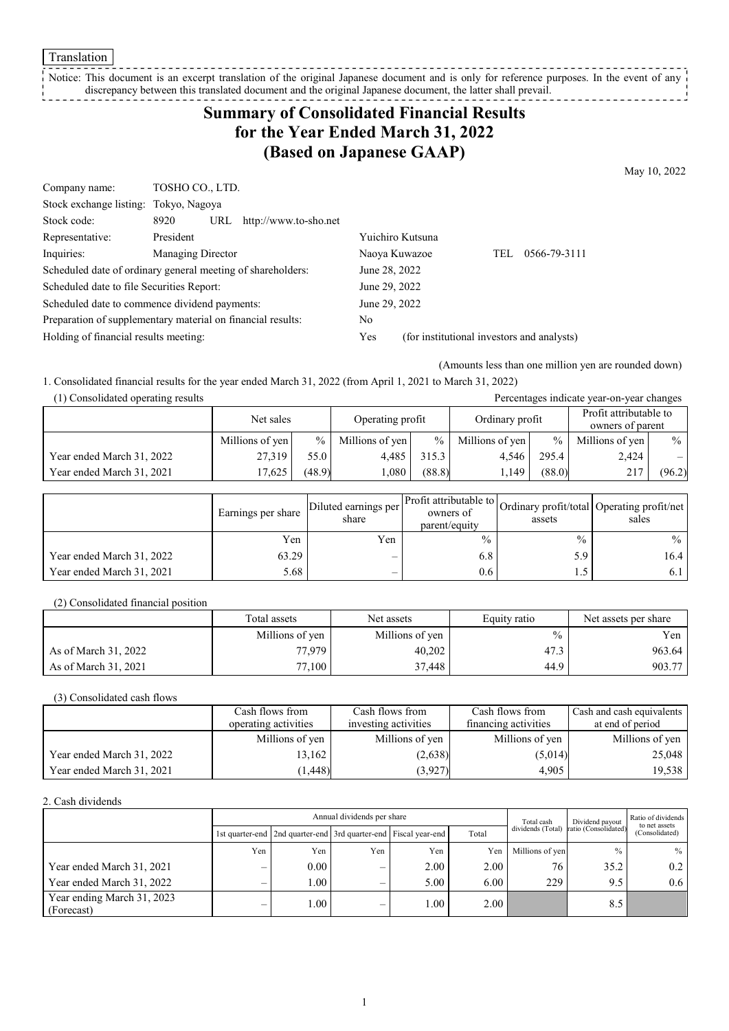Translation

Notice: This document is an excerpt translation of the original Japanese document and is only for reference purposes. In the event of any discrepancy between this translated document and the original Japanese document, the latter shall prevail.

# Summary of Consolidated Financial Results for the Year Ended March 31, 2022 (Based on Japanese GAAP)

May 10, 2022

| | | | |
|---|---|---|---|
| Company name: | TOSHO CO., LTD. | | |
| Stock exchange listing: | Tokyo, Nagoya | | |
| Stock code: | 8920 URL http://www.to-sho.net | | |
| Representative: | President | Yuichiro Kutsuna | |
| Inquiries: | Managing Director | Naoya Kuwazoe | TEL 0566-79-3111 |
| Scheduled date of ordinary general meeting of shareholders: | | June 28, 2022 | |
| Scheduled date to file Securities Report: | | June 29, 2022 | |
| Scheduled date to commence dividend payments: | | June 29, 2022 | |
| Preparation of supplementary material on financial results: | | No | |
| Holding of financial results meeting: | | Yes | (for institutional investors and analysts) |

(Amounts less than one million yen are rounded down)

1. Consolidated financial results for the year ended March 31, 2022 (from April 1, 2021 to March 31, 2022)

(1) Consolidated operating results

Percentages indicate year-on-year changes

| | Net sales | | Operating profit | | Ordinary profit | | Profit attributable to owners of parent | |
|---|---|---|---|---|---|---|---|---|
| | Millions of yen | % | Millions of yen | % | Millions of yen | % | Millions of yen | % |
| Year ended March 31, 2022 | 27,319 | 55.0 | 4,485 | 315.3 | 4,546 | 295.4 | 2,424 | – |
| Year ended March 31, 2021 | 17,625 | (48.9) | 1,080 | (88.8) | 1,149 | (88.0) | 217 | (96.2) |

| | Earnings per share | Diluted earnings per share | Profit attributable to owners of parent/equity | Ordinary profit/total assets | Operating profit/net sales |
|---|---|---|---|---|---|
| | Yen | Yen | % | % | % |
| Year ended March 31, 2022 | 63.29 | – | 6.8 | 5.9 | 16.4 |
| Year ended March 31, 2021 | 5.68 | – | 0.6 | 1.5 | 6.1 |

(2) Consolidated financial position

| | Total assets | Net assets | Equity ratio | Net assets per share |
|---|---|---|---|---|
| | Millions of yen | Millions of yen | % | Yen |
| As of March 31, 2022 | 77,979 | 40,202 | 47.3 | 963.64 |
| As of March 31, 2021 | 77,100 | 37,448 | 44.9 | 903.77 |

(3) Consolidated cash flows

| | Cash flows from operating activities | Cash flows from investing activities | Cash flows from financing activities | Cash and cash equivalents at end of period |
|---|---|---|---|---|
| | Millions of yen | Millions of yen | Millions of yen | Millions of yen |
| Year ended March 31, 2022 | 13,162 | (2,638) | (5,014) | 25,048 |
| Year ended March 31, 2021 | (1,448) | (3,927) | 4,905 | 19,538 |

2. Cash dividends

| | Annual dividends per share | | | | | Total cash dividends (Total) | Dividend payout ratio (Consolidated) | Ratio of dividends to net assets (Consolidated) |
|---|---|---|---|---|---|---|---|---|
| | 1st quarter-end | 2nd quarter-end | 3rd quarter-end | Fiscal year-end | Total | | | |
| | Yen | Yen | Yen | Yen | Yen | Millions of yen | % | % |
| Year ended March 31, 2021 | – | 0.00 | – | 2.00 | 2.00 | 76 | 35.2 | 0.2 |
| Year ended March 31, 2022 | – | 1.00 | – | 5.00 | 6.00 | 229 | 9.5 | 0.6 |
| Year ending March 31, 2023 (Forecast) | – | 1.00 | – | 1.00 | 2.00 | | 8.5 | |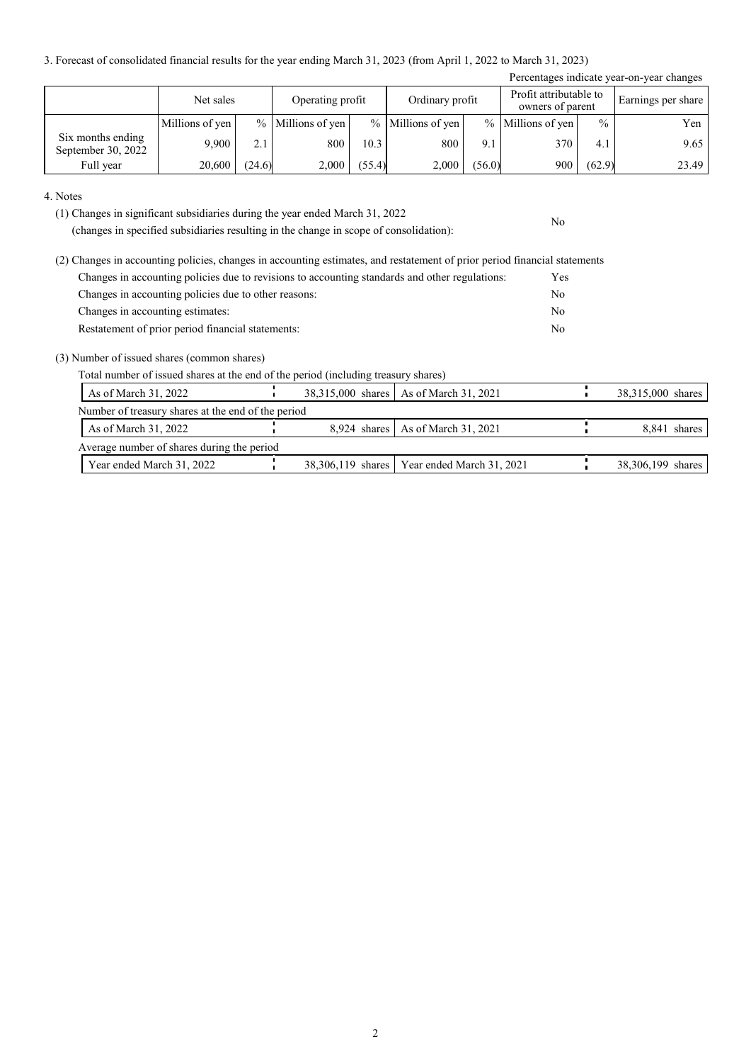3. Forecast of consolidated financial results for the year ending March 31, 2023 (from April 1, 2022 to March 31, 2023)

Percentages indicate year-on-year changes

| | Net sales | | Operating profit | | Ordinary profit | | Profit attributable to owners of parent | | Earnings per share |
|---|---|---|---|---|---|---|---|---|---|
| | Millions of yen | % | Millions of yen | % | Millions of yen | % | Millions of yen | % | Yen |
| Six months ending September 30, 2022 | 9,900 | 2.1 | 800 | 10.3 | 800 | 9.1 | 370 | 4.1 | 9.65 |
| Full year | 20,600 | (24.6) | 2,000 | (55.4) | 2,000 | (56.0) | 900 | (62.9) | 23.49 |

4. Notes

(1) Changes in significant subsidiaries during the year ended March 31, 2022 (changes in specified subsidiaries resulting in the change in scope of consolidation): No

(2) Changes in accounting policies, changes in accounting estimates, and restatement of prior period financial statements

| | |
|---|---|
| Changes in accounting policies due to revisions to accounting standards and other regulations: | Yes |
| Changes in accounting policies due to other reasons: | No |
| Changes in accounting estimates: | No |
| Restatement of prior period financial statements: | No |

(3) Number of issued shares (common shares)

Total number of issued shares at the end of the period (including treasury shares)

| | | | |
|---|---|---|---|
| As of March 31, 2022 | 38,315,000 shares | As of March 31, 2021 | 38,315,000 shares |

Number of treasury shares at the end of the period

| | | | |
|---|---|---|---|
| As of March 31, 2022 | 8,924 shares | As of March 31, 2021 | 8,841 shares |

Average number of shares during the period

| | | | |
|---|---|---|---|
| Year ended March 31, 2022 | 38,306,119 shares | Year ended March 31, 2021 | 38,306,199 shares |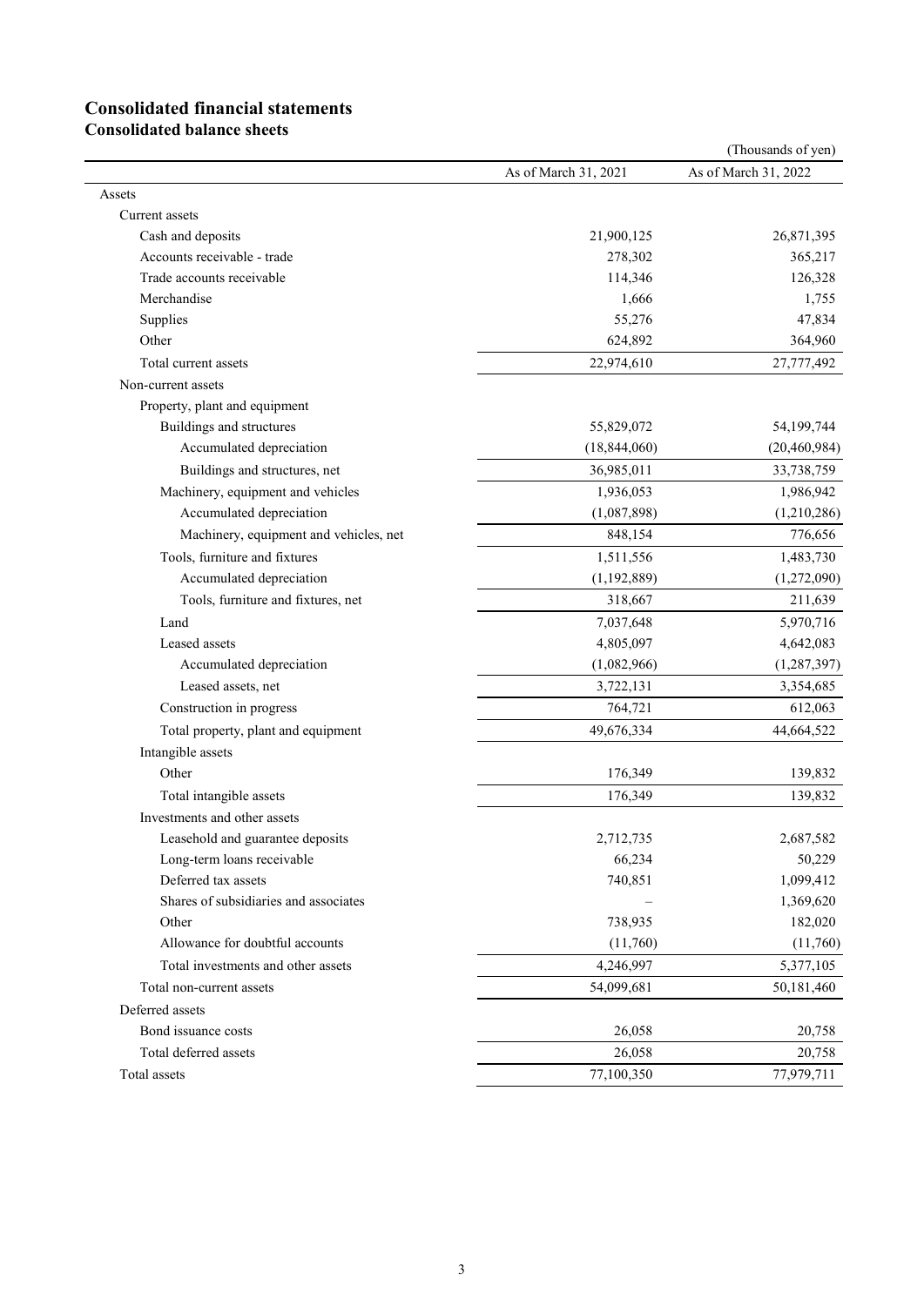# Consolidated financial statements

## Consolidated balance sheets

(Thousands of yen)

| | As of March 31, 2021 | As of March 31, 2022 |
|---|---|---|
| Assets | | |
| Current assets | | |
| Cash and deposits | 21,900,125 | 26,871,395 |
| Accounts receivable - trade | 278,302 | 365,217 |
| Trade accounts receivable | 114,346 | 126,328 |
| Merchandise | 1,666 | 1,755 |
| Supplies | 55,276 | 47,834 |
| Other | 624,892 | 364,960 |
| Total current assets | 22,974,610 | 27,777,492 |
| Non-current assets | | |
| Property, plant and equipment | | |
| Buildings and structures | 55,829,072 | 54,199,744 |
| Accumulated depreciation | (18,844,060) | (20,460,984) |
| Buildings and structures, net | 36,985,011 | 33,738,759 |
| Machinery, equipment and vehicles | 1,936,053 | 1,986,942 |
| Accumulated depreciation | (1,087,898) | (1,210,286) |
| Machinery, equipment and vehicles, net | 848,154 | 776,656 |
| Tools, furniture and fixtures | 1,511,556 | 1,483,730 |
| Accumulated depreciation | (1,192,889) | (1,272,090) |
| Tools, furniture and fixtures, net | 318,667 | 211,639 |
| Land | 7,037,648 | 5,970,716 |
| Leased assets | 4,805,097 | 4,642,083 |
| Accumulated depreciation | (1,082,966) | (1,287,397) |
| Leased assets, net | 3,722,131 | 3,354,685 |
| Construction in progress | 764,721 | 612,063 |
| Total property, plant and equipment | 49,676,334 | 44,664,522 |
| Intangible assets | | |
| Other | 176,349 | 139,832 |
| Total intangible assets | 176,349 | 139,832 |
| Investments and other assets | | |
| Leasehold and guarantee deposits | 2,712,735 | 2,687,582 |
| Long-term loans receivable | 66,234 | 50,229 |
| Deferred tax assets | 740,851 | 1,099,412 |
| Shares of subsidiaries and associates | – | 1,369,620 |
| Other | 738,935 | 182,020 |
| Allowance for doubtful accounts | (11,760) | (11,760) |
| Total investments and other assets | 4,246,997 | 5,377,105 |
| Total non-current assets | 54,099,681 | 50,181,460 |
| Deferred assets | | |
| Bond issuance costs | 26,058 | 20,758 |
| Total deferred assets | 26,058 | 20,758 |
| Total assets | 77,100,350 | 77,979,711 |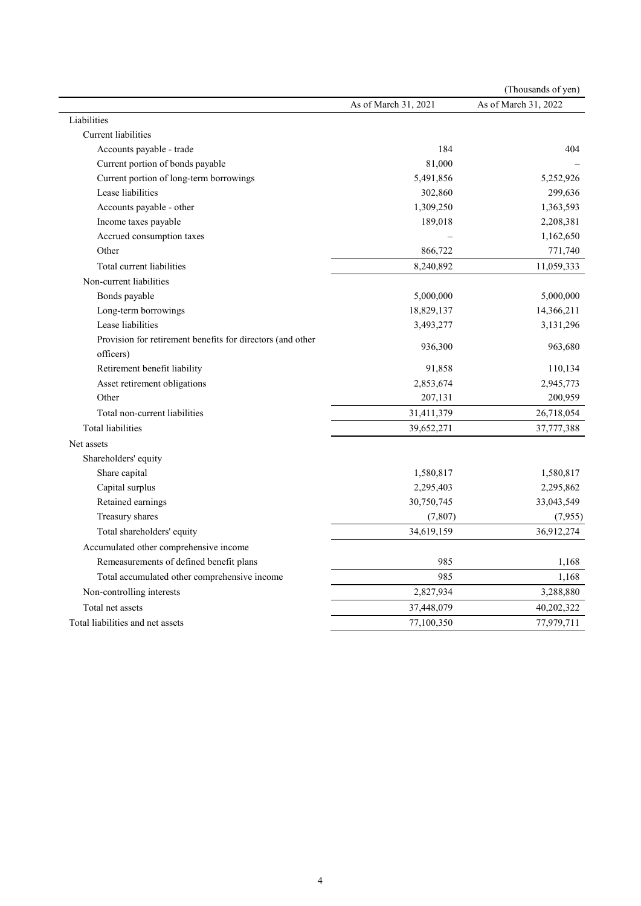(Thousands of yen)

| | As of March 31, 2021 | As of March 31, 2022 |
|---|---|---|
| Liabilities | | |
| Current liabilities | | |
| Accounts payable - trade | 184 | 404 |
| Current portion of bonds payable | 81,000 | – |
| Current portion of long-term borrowings | 5,491,856 | 5,252,926 |
| Lease liabilities | 302,860 | 299,636 |
| Accounts payable - other | 1,309,250 | 1,363,593 |
| Income taxes payable | 189,018 | 2,208,381 |
| Accrued consumption taxes | – | 1,162,650 |
| Other | 866,722 | 771,740 |
| Total current liabilities | 8,240,892 | 11,059,333 |
| Non-current liabilities | | |
| Bonds payable | 5,000,000 | 5,000,000 |
| Long-term borrowings | 18,829,137 | 14,366,211 |
| Lease liabilities | 3,493,277 | 3,131,296 |
| Provision for retirement benefits for directors (and other officers) | 936,300 | 963,680 |
| Retirement benefit liability | 91,858 | 110,134 |
| Asset retirement obligations | 2,853,674 | 2,945,773 |
| Other | 207,131 | 200,959 |
| Total non-current liabilities | 31,411,379 | 26,718,054 |
| Total liabilities | 39,652,271 | 37,777,388 |
| Net assets | | |
| Shareholders' equity | | |
| Share capital | 1,580,817 | 1,580,817 |
| Capital surplus | 2,295,403 | 2,295,862 |
| Retained earnings | 30,750,745 | 33,043,549 |
| Treasury shares | (7,807) | (7,955) |
| Total shareholders' equity | 34,619,159 | 36,912,274 |
| Accumulated other comprehensive income | | |
| Remeasurements of defined benefit plans | 985 | 1,168 |
| Total accumulated other comprehensive income | 985 | 1,168 |
| Non-controlling interests | 2,827,934 | 3,288,880 |
| Total net assets | 37,448,079 | 40,202,322 |
| Total liabilities and net assets | 77,100,350 | 77,979,711 |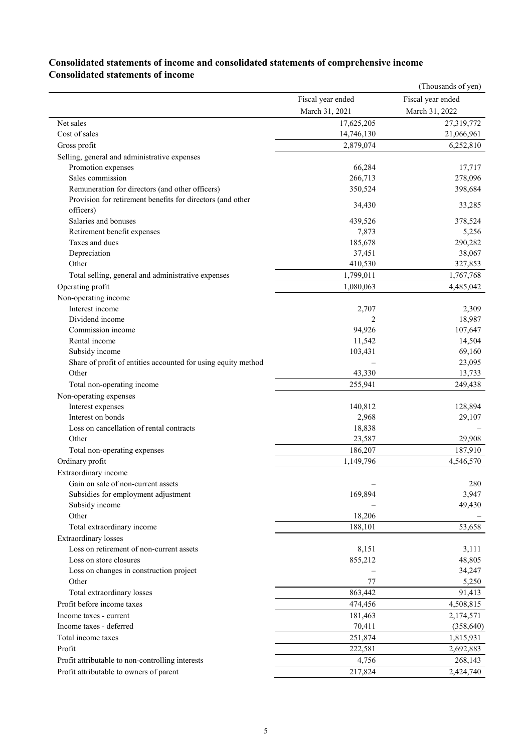## Consolidated statements of income and consolidated statements of comprehensive income

### Consolidated statements of income

(Thousands of yen)

| | Fiscal year ended March 31, 2021 | Fiscal year ended March 31, 2022 |
|---|---|---|
| Net sales | 17,625,205 | 27,319,772 |
| Cost of sales | 14,746,130 | 21,066,961 |
| Gross profit | 2,879,074 | 6,252,810 |
| Selling, general and administrative expenses | | |
| Promotion expenses | 66,284 | 17,717 |
| Sales commission | 266,713 | 278,096 |
| Remuneration for directors (and other officers) | 350,524 | 398,684 |
| Provision for retirement benefits for directors (and other officers) | 34,430 | 33,285 |
| Salaries and bonuses | 439,526 | 378,524 |
| Retirement benefit expenses | 7,873 | 5,256 |
| Taxes and dues | 185,678 | 290,282 |
| Depreciation | 37,451 | 38,067 |
| Other | 410,530 | 327,853 |
| Total selling, general and administrative expenses | 1,799,011 | 1,767,768 |
| Operating profit | 1,080,063 | 4,485,042 |
| Non-operating income | | |
| Interest income | 2,707 | 2,309 |
| Dividend income | 2 | 18,987 |
| Commission income | 94,926 | 107,647 |
| Rental income | 11,542 | 14,504 |
| Subsidy income | 103,431 | 69,160 |
| Share of profit of entities accounted for using equity method | – | 23,095 |
| Other | 43,330 | 13,733 |
| Total non-operating income | 255,941 | 249,438 |
| Non-operating expenses | | |
| Interest expenses | 140,812 | 128,894 |
| Interest on bonds | 2,968 | 29,107 |
| Loss on cancellation of rental contracts | 18,838 | – |
| Other | 23,587 | 29,908 |
| Total non-operating expenses | 186,207 | 187,910 |
| Ordinary profit | 1,149,796 | 4,546,570 |
| Extraordinary income | | |
| Gain on sale of non-current assets | – | 280 |
| Subsidies for employment adjustment | 169,894 | 3,947 |
| Subsidy income | – | 49,430 |
| Other | 18,206 | – |
| Total extraordinary income | 188,101 | 53,658 |
| Extraordinary losses | | |
| Loss on retirement of non-current assets | 8,151 | 3,111 |
| Loss on store closures | 855,212 | 48,805 |
| Loss on changes in construction project | – | 34,247 |
| Other | 77 | 5,250 |
| Total extraordinary losses | 863,442 | 91,413 |
| Profit before income taxes | 474,456 | 4,508,815 |
| Income taxes - current | 181,463 | 2,174,571 |
| Income taxes - deferred | 70,411 | (358,640) |
| Total income taxes | 251,874 | 1,815,931 |
| Profit | 222,581 | 2,692,883 |
| Profit attributable to non-controlling interests | 4,756 | 268,143 |
| Profit attributable to owners of parent | 217,824 | 2,424,740 |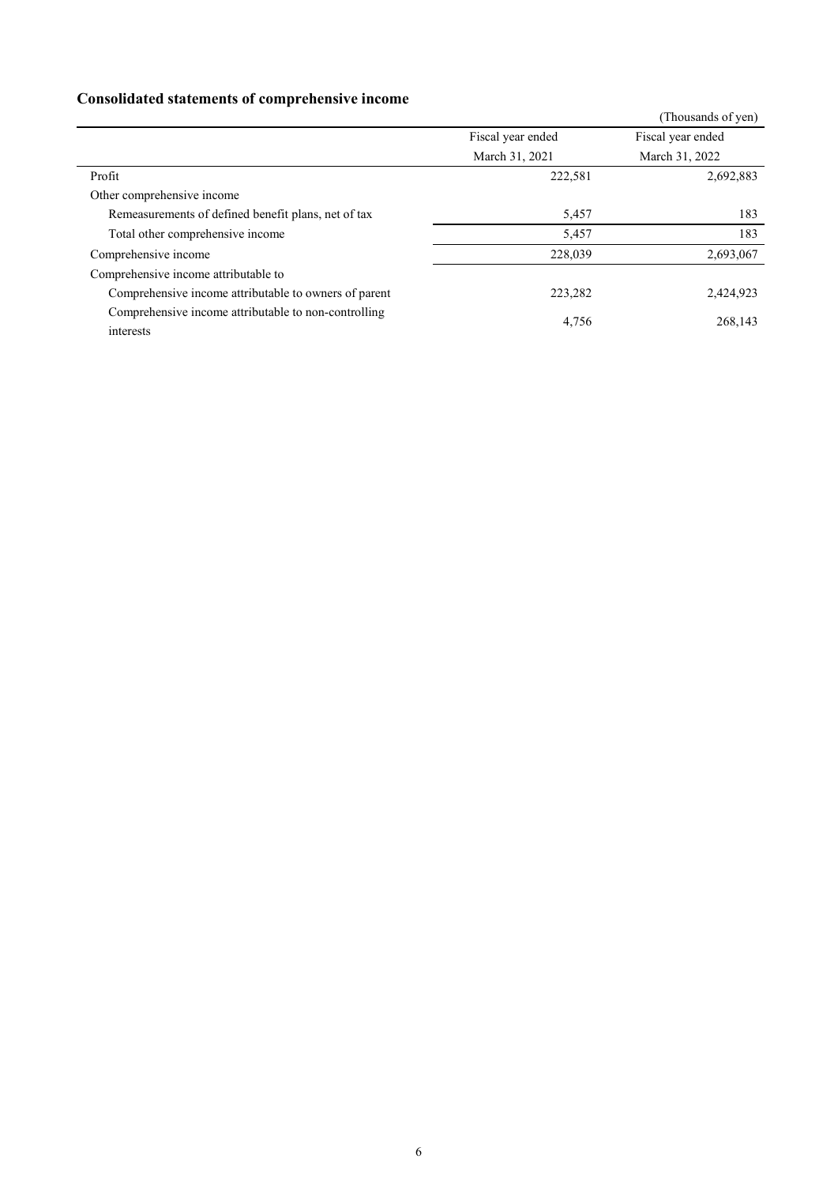## Consolidated statements of comprehensive income

(Thousands of yen)

| | Fiscal year ended March 31, 2021 | Fiscal year ended March 31, 2022 |
|---|---|---|
| Profit | 222,581 | 2,692,883 |
| Other comprehensive income | | |
| Remeasurements of defined benefit plans, net of tax | 5,457 | 183 |
| Total other comprehensive income | 5,457 | 183 |
| Comprehensive income | 228,039 | 2,693,067 |
| Comprehensive income attributable to | | |
| Comprehensive income attributable to owners of parent | 223,282 | 2,424,923 |
| Comprehensive income attributable to non-controlling interests | 4,756 | 268,143 |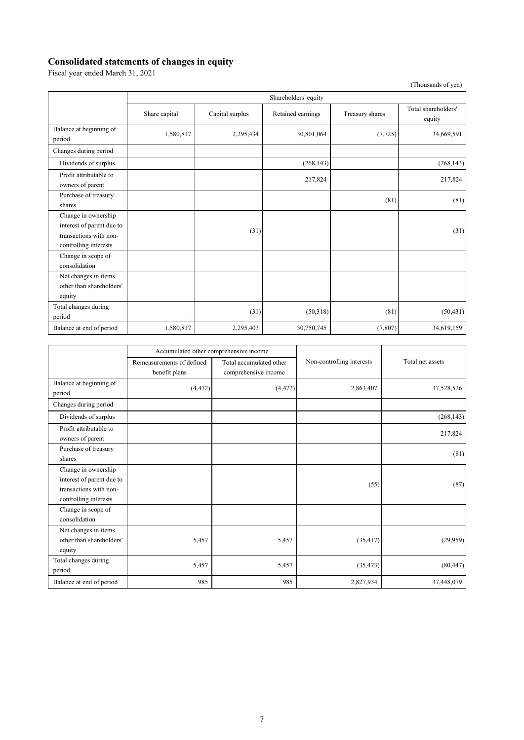## Consolidated statements of changes in equity

Fiscal year ended March 31, 2021

(Thousands of yen)

| | Shareholders' equity | | | | |
|---|---|---|---|---|---|
| | Share capital | Capital surplus | Retained earnings | Treasury shares | Total shareholders' equity |
| Balance at beginning of period | 1,580,817 | 2,295,434 | 30,801,064 | (7,725) | 34,669,591 |
| Changes during period | | | | | |
| Dividends of surplus | | | (268,143) | | (268,143) |
| Profit attributable to owners of parent | | | 217,824 | | 217,824 |
| Purchase of treasury shares | | | | (81) | (81) |
| Change in ownership interest of parent due to transactions with non-controlling interests | | (31) | | | (31) |
| Change in scope of consolidation | | | | | |
| Net changes in items other than shareholders' equity | | | | | |
| Total changes during period | – | (31) | (50,318) | (81) | (50,431) |
| Balance at end of period | 1,580,817 | 2,295,403 | 30,750,745 | (7,807) | 34,619,159 |

| | Accumulated other comprehensive income | | Non-controlling interests | Total net assets |
|---|---|---|---|---|
| | Remeasurements of defined benefit plans | Total accumulated other comprehensive income | | |
| Balance at beginning of period | (4,472) | (4,472) | 2,863,407 | 37,528,526 |
| Changes during period | | | | |
| Dividends of surplus | | | | (268,143) |
| Profit attributable to owners of parent | | | | 217,824 |
| Purchase of treasury shares | | | | (81) |
| Change in ownership interest of parent due to transactions with non-controlling interests | | | (55) | (87) |
| Change in scope of consolidation | | | | |
| Net changes in items other than shareholders' equity | 5,457 | 5,457 | (35,417) | (29,959) |
| Total changes during period | 5,457 | 5,457 | (35,473) | (80,447) |
| Balance at end of period | 985 | 985 | 2,827,934 | 37,448,079 |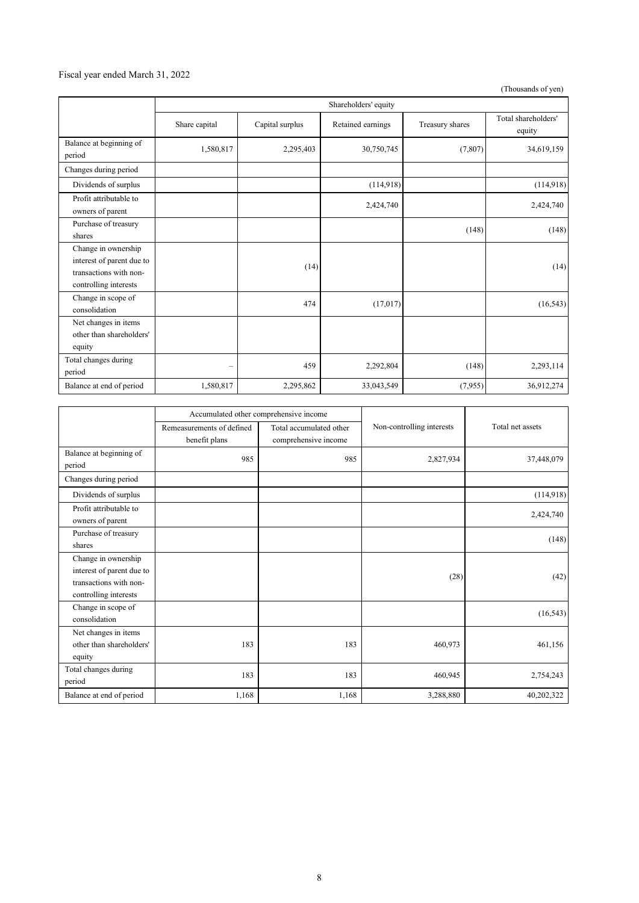Fiscal year ended March 31, 2022

(Thousands of yen)

| | Shareholders' equity | | | | |
|---|---|---|---|---|---|
| | Share capital | Capital surplus | Retained earnings | Treasury shares | Total shareholders' equity |
| Balance at beginning of period | 1,580,817 | 2,295,403 | 30,750,745 | (7,807) | 34,619,159 |
| Changes during period | | | | | |
| Dividends of surplus | | | (114,918) | | (114,918) |
| Profit attributable to owners of parent | | | 2,424,740 | | 2,424,740 |
| Purchase of treasury shares | | | | (148) | (148) |
| Change in ownership interest of parent due to transactions with non-controlling interests | | (14) | | | (14) |
| Change in scope of consolidation | | 474 | (17,017) | | (16,543) |
| Net changes in items other than shareholders' equity | | | | | |
| Total changes during period | – | 459 | 2,292,804 | (148) | 2,293,114 |
| Balance at end of period | 1,580,817 | 2,295,862 | 33,043,549 | (7,955) | 36,912,274 |

| | Accumulated other comprehensive income | | Non-controlling interests | Total net assets |
|---|---|---|---|---|
| | Remeasurements of defined benefit plans | Total accumulated other comprehensive income | | |
| Balance at beginning of period | 985 | 985 | 2,827,934 | 37,448,079 |
| Changes during period | | | | |
| Dividends of surplus | | | | (114,918) |
| Profit attributable to owners of parent | | | | 2,424,740 |
| Purchase of treasury shares | | | | (148) |
| Change in ownership interest of parent due to transactions with non-controlling interests | | | (28) | (42) |
| Change in scope of consolidation | | | | (16,543) |
| Net changes in items other than shareholders' equity | 183 | 183 | 460,973 | 461,156 |
| Total changes during period | 183 | 183 | 460,945 | 2,754,243 |
| Balance at end of period | 1,168 | 1,168 | 3,288,880 | 40,202,322 |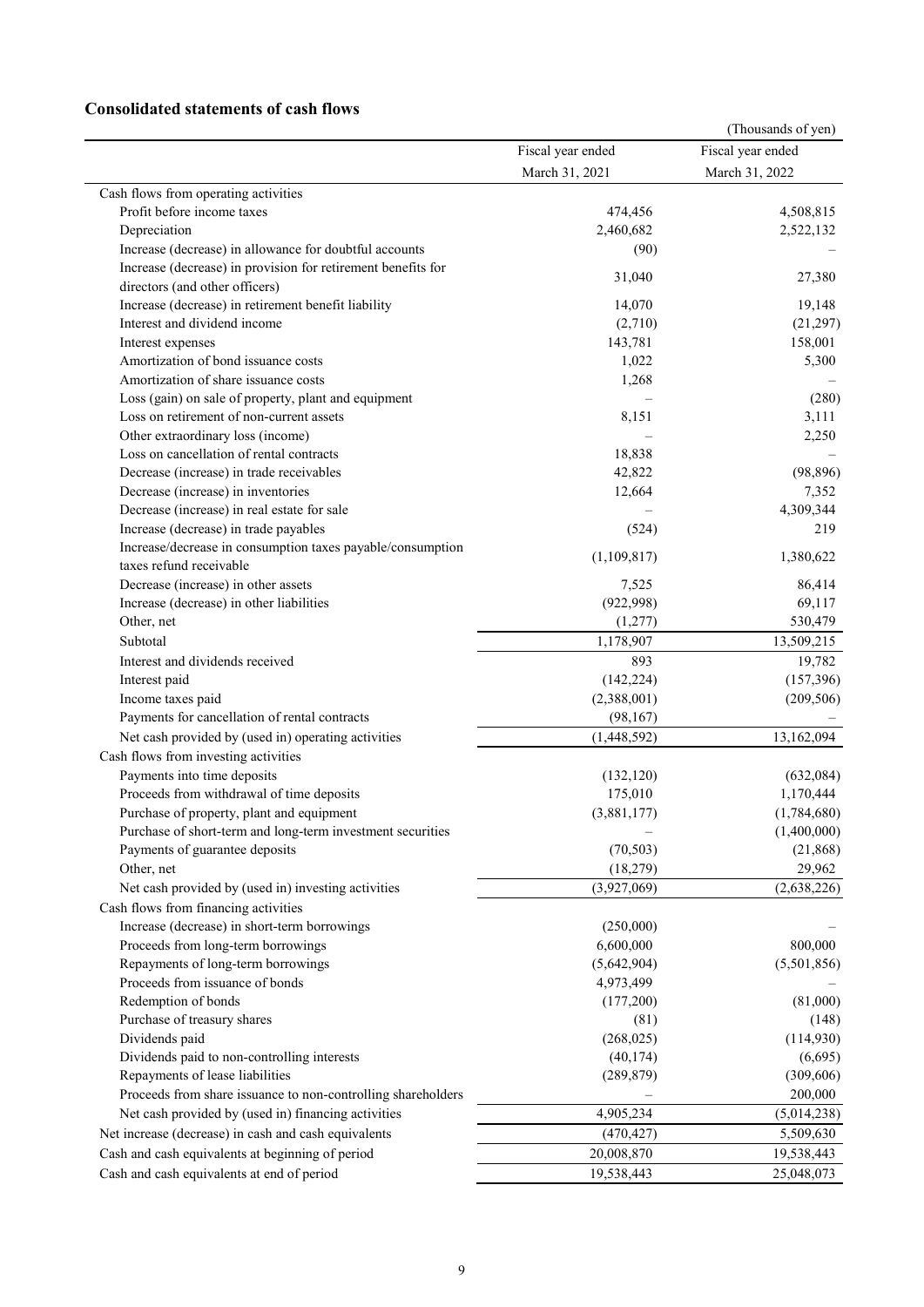## Consolidated statements of cash flows

(Thousands of yen)

| | Fiscal year ended March 31, 2021 | Fiscal year ended March 31, 2022 |
|---|---|---|
| Cash flows from operating activities | | |
| Profit before income taxes | 474,456 | 4,508,815 |
| Depreciation | 2,460,682 | 2,522,132 |
| Increase (decrease) in allowance for doubtful accounts | (90) | – |
| Increase (decrease) in provision for retirement benefits for directors (and other officers) | 31,040 | 27,380 |
| Increase (decrease) in retirement benefit liability | 14,070 | 19,148 |
| Interest and dividend income | (2,710) | (21,297) |
| Interest expenses | 143,781 | 158,001 |
| Amortization of bond issuance costs | 1,022 | 5,300 |
| Amortization of share issuance costs | 1,268 | – |
| Loss (gain) on sale of property, plant and equipment | – | (280) |
| Loss on retirement of non-current assets | 8,151 | 3,111 |
| Other extraordinary loss (income) | – | 2,250 |
| Loss on cancellation of rental contracts | 18,838 | – |
| Decrease (increase) in trade receivables | 42,822 | (98,896) |
| Decrease (increase) in inventories | 12,664 | 7,352 |
| Decrease (increase) in real estate for sale | – | 4,309,344 |
| Increase (decrease) in trade payables | (524) | 219 |
| Increase/decrease in consumption taxes payable/consumption taxes refund receivable | (1,109,817) | 1,380,622 |
| Decrease (increase) in other assets | 7,525 | 86,414 |
| Increase (decrease) in other liabilities | (922,998) | 69,117 |
| Other, net | (1,277) | 530,479 |
| Subtotal | 1,178,907 | 13,509,215 |
| Interest and dividends received | 893 | 19,782 |
| Interest paid | (142,224) | (157,396) |
| Income taxes paid | (2,388,001) | (209,506) |
| Payments for cancellation of rental contracts | (98,167) | – |
| Net cash provided by (used in) operating activities | (1,448,592) | 13,162,094 |
| Cash flows from investing activities | | |
| Payments into time deposits | (132,120) | (632,084) |
| Proceeds from withdrawal of time deposits | 175,010 | 1,170,444 |
| Purchase of property, plant and equipment | (3,881,177) | (1,784,680) |
| Purchase of short-term and long-term investment securities | – | (1,400,000) |
| Payments of guarantee deposits | (70,503) | (21,868) |
| Other, net | (18,279) | 29,962 |
| Net cash provided by (used in) investing activities | (3,927,069) | (2,638,226) |
| Cash flows from financing activities | | |
| Increase (decrease) in short-term borrowings | (250,000) | – |
| Proceeds from long-term borrowings | 6,600,000 | 800,000 |
| Repayments of long-term borrowings | (5,642,904) | (5,501,856) |
| Proceeds from issuance of bonds | 4,973,499 | – |
| Redemption of bonds | (177,200) | (81,000) |
| Purchase of treasury shares | (81) | (148) |
| Dividends paid | (268,025) | (114,930) |
| Dividends paid to non-controlling interests | (40,174) | (6,695) |
| Repayments of lease liabilities | (289,879) | (309,606) |
| Proceeds from share issuance to non-controlling shareholders | – | 200,000 |
| Net cash provided by (used in) financing activities | 4,905,234 | (5,014,238) |
| Net increase (decrease) in cash and cash equivalents | (470,427) | 5,509,630 |
| Cash and cash equivalents at beginning of period | 20,008,870 | 19,538,443 |
| Cash and cash equivalents at end of period | 19,538,443 | 25,048,073 |